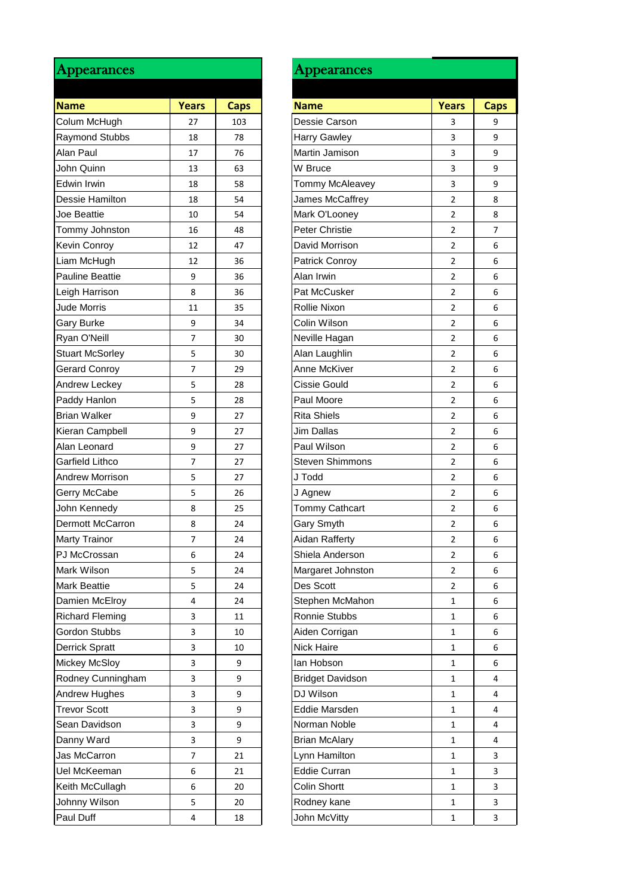## Appearances

| Name | Years | Caps |
|---|---|---|
| Colum McHugh | 27 | 103 |
| Raymond Stubbs | 18 | 78 |
| Alan Paul | 17 | 76 |
| John Quinn | 13 | 63 |
| Edwin Irwin | 18 | 58 |
| Dessie Hamilton | 18 | 54 |
| Joe Beattie | 10 | 54 |
| Tommy Johnston | 16 | 48 |
| Kevin Conroy | 12 | 47 |
| Liam McHugh | 12 | 36 |
| Pauline Beattie | 9 | 36 |
| Leigh Harrison | 8 | 36 |
| Jude Morris | 11 | 35 |
| Gary Burke | 9 | 34 |
| Ryan O'Neill | 7 | 30 |
| Stuart McSorley | 5 | 30 |
| Gerard Conroy | 7 | 29 |
| Andrew Leckey | 5 | 28 |
| Paddy Hanlon | 5 | 28 |
| Brian Walker | 9 | 27 |
| Kieran Campbell | 9 | 27 |
| Alan Leonard | 9 | 27 |
| Garfield Lithco | 7 | 27 |
| Andrew Morrison | 5 | 27 |
| Gerry McCabe | 5 | 26 |
| John Kennedy | 8 | 25 |
| Dermott McCarron | 8 | 24 |
| Marty Trainor | 7 | 24 |
| PJ McCrossan | 6 | 24 |
| Mark Wilson | 5 | 24 |
| Mark Beattie | 5 | 24 |
| Damien McElroy | 4 | 24 |
| Richard Fleming | 3 | 11 |
| Gordon Stubbs | 3 | 10 |
| Derrick Spratt | 3 | 10 |
| Mickey McSloy | 3 | 9 |
| Rodney Cunningham | 3 | 9 |
| Andrew Hughes | 3 | 9 |
| Trevor Scott | 3 | 9 |
| Sean Davidson | 3 | 9 |
| Danny Ward | 3 | 9 |
| Jas McCarron | 7 | 21 |
| Uel McKeeman | 6 | 21 |
| Keith McCullagh | 6 | 20 |
| Johnny Wilson | 5 | 20 |
| Paul Duff | 4 | 18 |

## Appearances

| Name | Years | Caps |
|---|---|---|
| Dessie Carson | 3 | 9 |
| Harry Gawley | 3 | 9 |
| Martin Jamison | 3 | 9 |
| W Bruce | 3 | 9 |
| Tommy McAleavey | 3 | 9 |
| James McCaffrey | 2 | 8 |
| Mark O'Looney | 2 | 8 |
| Peter Christie | 2 | 7 |
| David Morrison | 2 | 6 |
| Patrick Conroy | 2 | 6 |
| Alan Irwin | 2 | 6 |
| Pat McCusker | 2 | 6 |
| Rollie Nixon | 2 | 6 |
| Colin Wilson | 2 | 6 |
| Neville Hagan | 2 | 6 |
| Alan Laughlin | 2 | 6 |
| Anne McKiver | 2 | 6 |
| Cissie Gould | 2 | 6 |
| Paul Moore | 2 | 6 |
| Rita Shiels | 2 | 6 |
| Jim Dallas | 2 | 6 |
| Paul Wilson | 2 | 6 |
| Steven Shimmons | 2 | 6 |
| J Todd | 2 | 6 |
| J Agnew | 2 | 6 |
| Tommy Cathcart | 2 | 6 |
| Gary Smyth | 2 | 6 |
| Aidan Rafferty | 2 | 6 |
| Shiela Anderson | 2 | 6 |
| Margaret Johnston | 2 | 6 |
| Des Scott | 2 | 6 |
| Stephen McMahon | 1 | 6 |
| Ronnie Stubbs | 1 | 6 |
| Aiden Corrigan | 1 | 6 |
| Nick Haire | 1 | 6 |
| Ian Hobson | 1 | 6 |
| Bridget Davidson | 1 | 4 |
| DJ Wilson | 1 | 4 |
| Eddie Marsden | 1 | 4 |
| Norman Noble | 1 | 4 |
| Brian McAlary | 1 | 4 |
| Lynn Hamilton | 1 | 3 |
| Eddie Curran | 1 | 3 |
| Colin Shortt | 1 | 3 |
| Rodney kane | 1 | 3 |
| John McVitty | 1 | 3 |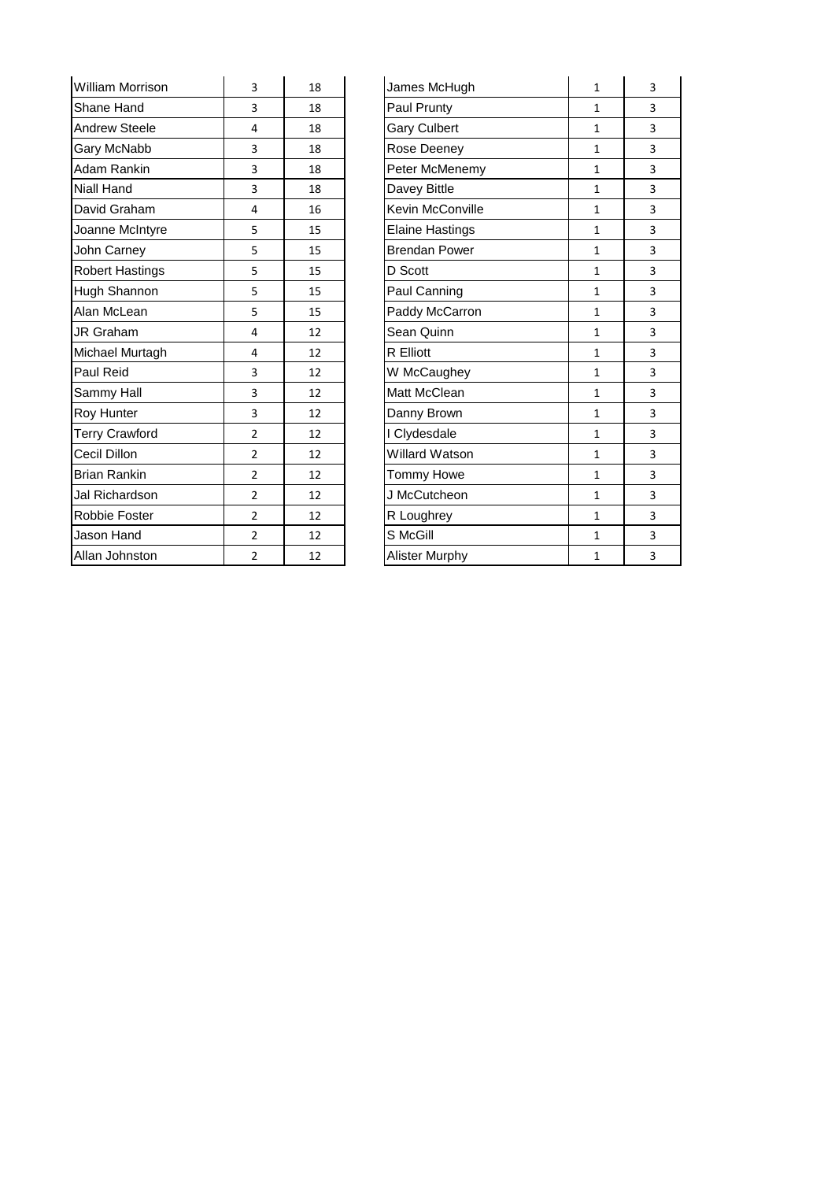| | | |
|---|---|---|
| William Morrison | 3 | 18 |
| Shane Hand | 3 | 18 |
| Andrew Steele | 4 | 18 |
| Gary McNabb | 3 | 18 |
| Adam Rankin | 3 | 18 |
| Niall Hand | 3 | 18 |
| David Graham | 4 | 16 |
| Joanne McIntyre | 5 | 15 |
| John Carney | 5 | 15 |
| Robert Hastings | 5 | 15 |
| Hugh Shannon | 5 | 15 |
| Alan McLean | 5 | 15 |
| JR Graham | 4 | 12 |
| Michael Murtagh | 4 | 12 |
| Paul Reid | 3 | 12 |
| Sammy Hall | 3 | 12 |
| Roy Hunter | 3 | 12 |
| Terry Crawford | 2 | 12 |
| Cecil Dillon | 2 | 12 |
| Brian Rankin | 2 | 12 |
| Jal Richardson | 2 | 12 |
| Robbie Foster | 2 | 12 |
| Jason Hand | 2 | 12 |
| Allan Johnston | 2 | 12 |

| | | |
|---|---|---|
| James McHugh | 1 | 3 |
| Paul Prunty | 1 | 3 |
| Gary Culbert | 1 | 3 |
| Rose Deeney | 1 | 3 |
| Peter McMenemy | 1 | 3 |
| Davey Bittle | 1 | 3 |
| Kevin McConville | 1 | 3 |
| Elaine Hastings | 1 | 3 |
| Brendan Power | 1 | 3 |
| D Scott | 1 | 3 |
| Paul Canning | 1 | 3 |
| Paddy McCarron | 1 | 3 |
| Sean Quinn | 1 | 3 |
| R Elliott | 1 | 3 |
| W McCaughey | 1 | 3 |
| Matt McClean | 1 | 3 |
| Danny Brown | 1 | 3 |
| I Clydesdale | 1 | 3 |
| Willard Watson | 1 | 3 |
| Tommy Howe | 1 | 3 |
| J McCutcheon | 1 | 3 |
| R Loughrey | 1 | 3 |
| S McGill | 1 | 3 |
| Alister Murphy | 1 | 3 |